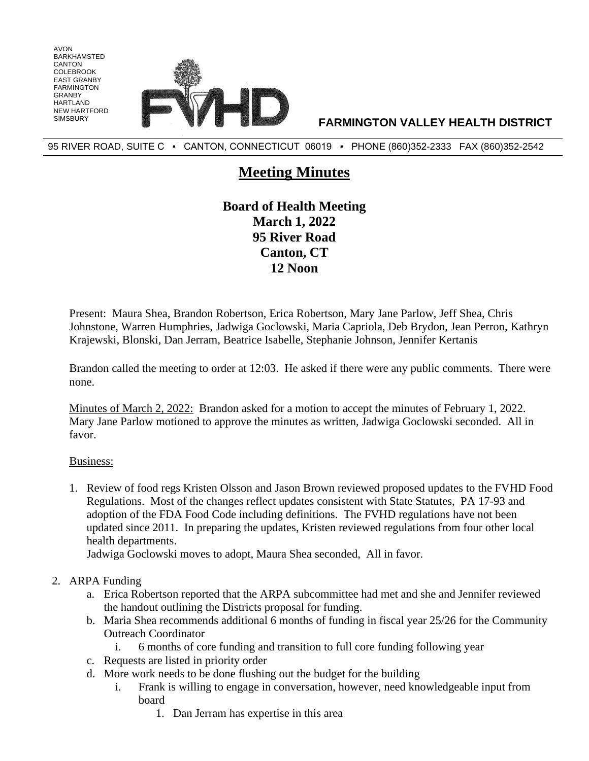AVON
BARKHAMSTED
CANTON
COLEBROOK
EAST GRANBY
FARMINGTON
GRANBY
HARTLAND
NEW HARTFORD
SIMSBURY

**FARMINGTON VALLEY HEALTH DISTRICT**

95 RIVER ROAD, SUITE C ▪ CANTON, CONNECTICUT 06019 ▪ PHONE (860)352-2333 FAX (860)352-2542

# Meeting Minutes

**Board of Health Meeting**
**March 1, 2022**
**95 River Road**
**Canton, CT**
**12 Noon**

Present: Maura Shea, Brandon Robertson, Erica Robertson, Mary Jane Parlow, Jeff Shea, Chris Johnstone, Warren Humphries, Jadwiga Goclowski, Maria Capriola, Deb Brydon, Jean Perron, Kathryn Krajewski, Blonski, Dan Jerram, Beatrice Isabelle, Stephanie Johnson, Jennifer Kertanis

Brandon called the meeting to order at 12:03. He asked if there were any public comments. There were none.

Minutes of March 2, 2022: Brandon asked for a motion to accept the minutes of February 1, 2022. Mary Jane Parlow motioned to approve the minutes as written, Jadwiga Goclowski seconded. All in favor.

Business:

1. Review of food regs Kristen Olsson and Jason Brown reviewed proposed updates to the FVHD Food Regulations. Most of the changes reflect updates consistent with State Statutes, PA 17-93 and adoption of the FDA Food Code including definitions. The FVHD regulations have not been updated since 2011. In preparing the updates, Kristen reviewed regulations from four other local health departments.
   Jadwiga Goclowski moves to adopt, Maura Shea seconded, All in favor.

2. ARPA Funding
   a. Erica Robertson reported that the ARPA subcommittee had met and she and Jennifer reviewed the handout outlining the Districts proposal for funding.
   b. Maria Shea recommends additional 6 months of funding in fiscal year 25/26 for the Community Outreach Coordinator
      i. 6 months of core funding and transition to full core funding following year
   c. Requests are listed in priority order
   d. More work needs to be done flushing out the budget for the building
      i. Frank is willing to engage in conversation, however, need knowledgeable input from board
         1. Dan Jerram has expertise in this area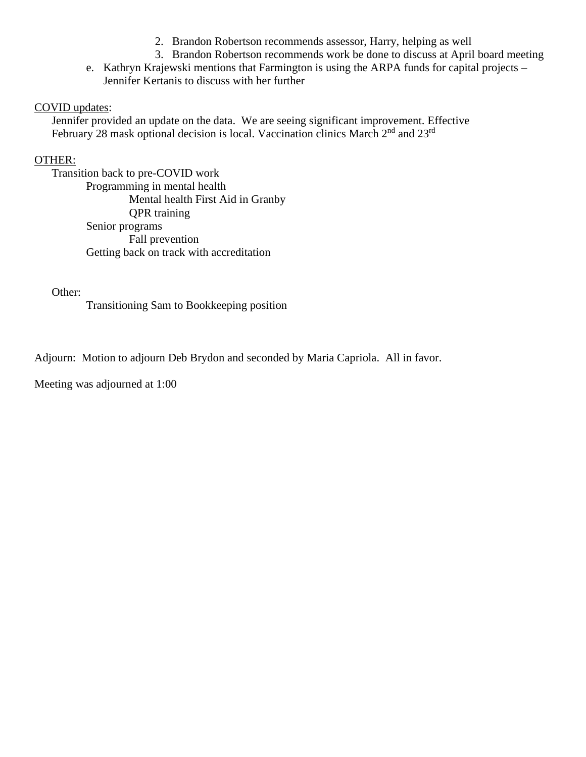2. Brandon Robertson recommends assessor, Harry, helping as well
   3. Brandon Robertson recommends work be done to discuss at April board meeting

e. Kathryn Krajewski mentions that Farmington is using the ARPA funds for capital projects – Jennifer Kertanis to discuss with her further

<u>COVID updates</u>:

Jennifer provided an update on the data. We are seeing significant improvement. Effective February 28 mask optional decision is local. Vaccination clinics March 2nd and 23rd

<u>OTHER:</u>

Transition back to pre-COVID work

- Programming in mental health
  - Mental health First Aid in Granby
  - QPR training
- Senior programs
  - Fall prevention
- Getting back on track with accreditation

Other:

- Transitioning Sam to Bookkeeping position

Adjourn: Motion to adjourn Deb Brydon and seconded by Maria Capriola. All in favor.

Meeting was adjourned at 1:00